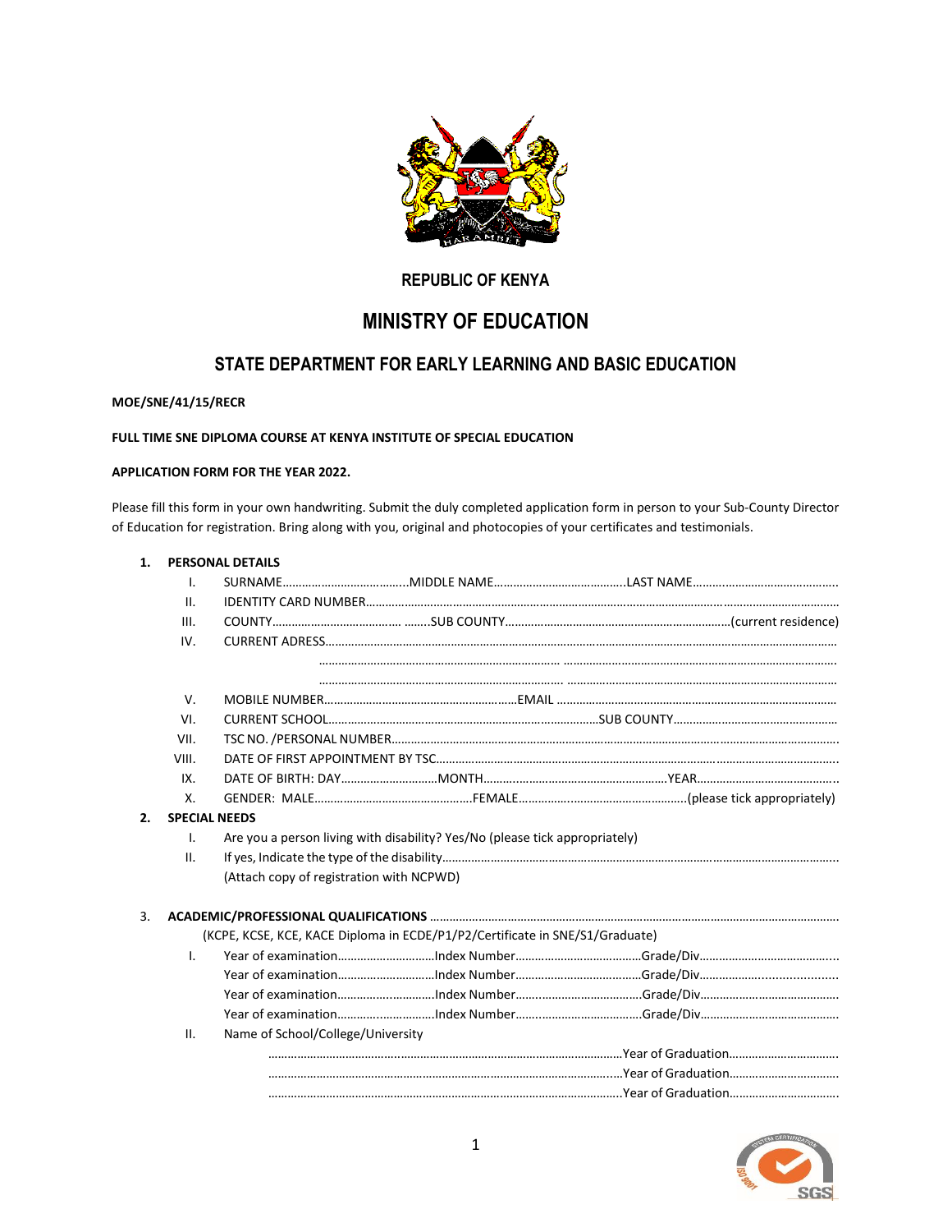## REPUBLIC OF KENYA

# MINISTRY OF EDUCATION

## STATE DEPARTMENT FOR EARLY LEARNING AND BASIC EDUCATION

**MOE/SNE/41/15/RECR**

**FULL TIME SNE DIPLOMA COURSE AT KENYA INSTITUTE OF SPECIAL EDUCATION**

**APPLICATION FORM FOR THE YEAR 2022.**

Please fill this form in your own handwriting. Submit the duly completed application form in person to your Sub-County Director of Education for registration. Bring along with you, original and photocopies of your certificates and testimonials.

**1. PERSONAL DETAILS**

I. SURNAME…………………………………MIDDLE NAME……………………………….LAST NAME……………………………………..

II. IDENTITY CARD NUMBER………………………………………………………………………………………………………………………

III. COUNTY………………………………… ……..SUB COUNTY…………………………………………………………(current residence)

IV. CURRENT ADRESS……………………………………………………………………………………………………………………………

……………………………………………………………… ………………………………………………………………………

……………………………………………………………… ………………………………………………………………………

V. MOBILE NUMBER……………………………………………………EMAIL ……………………………………………………………………

VI. CURRENT SCHOOL…………………………………………………………………………SUB COUNTY……………………………………………

VII. TSC NO. /PERSONAL NUMBER………………………………………………………………………………………………………………

VIII. DATE OF FIRST APPOINTMENT BY TSC…………………………………………………………………………………………………

IX. DATE OF BIRTH: DAY…………………………MONTH…………………………………………………YEAR……………………………………..

X. GENDER: MALE…………………………………………FEMALE…………………………………………….(please tick appropriately)

**2. SPECIAL NEEDS**

I. Are you a person living with disability? Yes/No (please tick appropriately)

II. If yes, Indicate the type of the disability………………………………………………………………………………………………..
(Attach copy of registration with NCPWD)

3. **ACADEMIC/PROFESSIONAL QUALIFICATIONS** ………………………………………………………………………………………………
(KCPE, KCSE, KCE, KACE Diploma in ECDE/P1/P2/Certificate in SNE/S1/Graduate)

I. Year of examination…………………………Index Number…………………………………Grade/Div……………………………………..
Year of examination…………………………Index Number…………………………………Grade/Div……………………………………..
Year of examination…………………………Index Number…………………………………Grade/Div……………………………………..
Year of examination…………………………Index Number…………………………………Grade/Div……………………………………..

II. Name of School/College/University
………………………………………………………………………………………Year of Graduation……………………………
………………………………………………………………………………………Year of Graduation……………………………
………………………………………………………………………………………Year of Graduation……………………………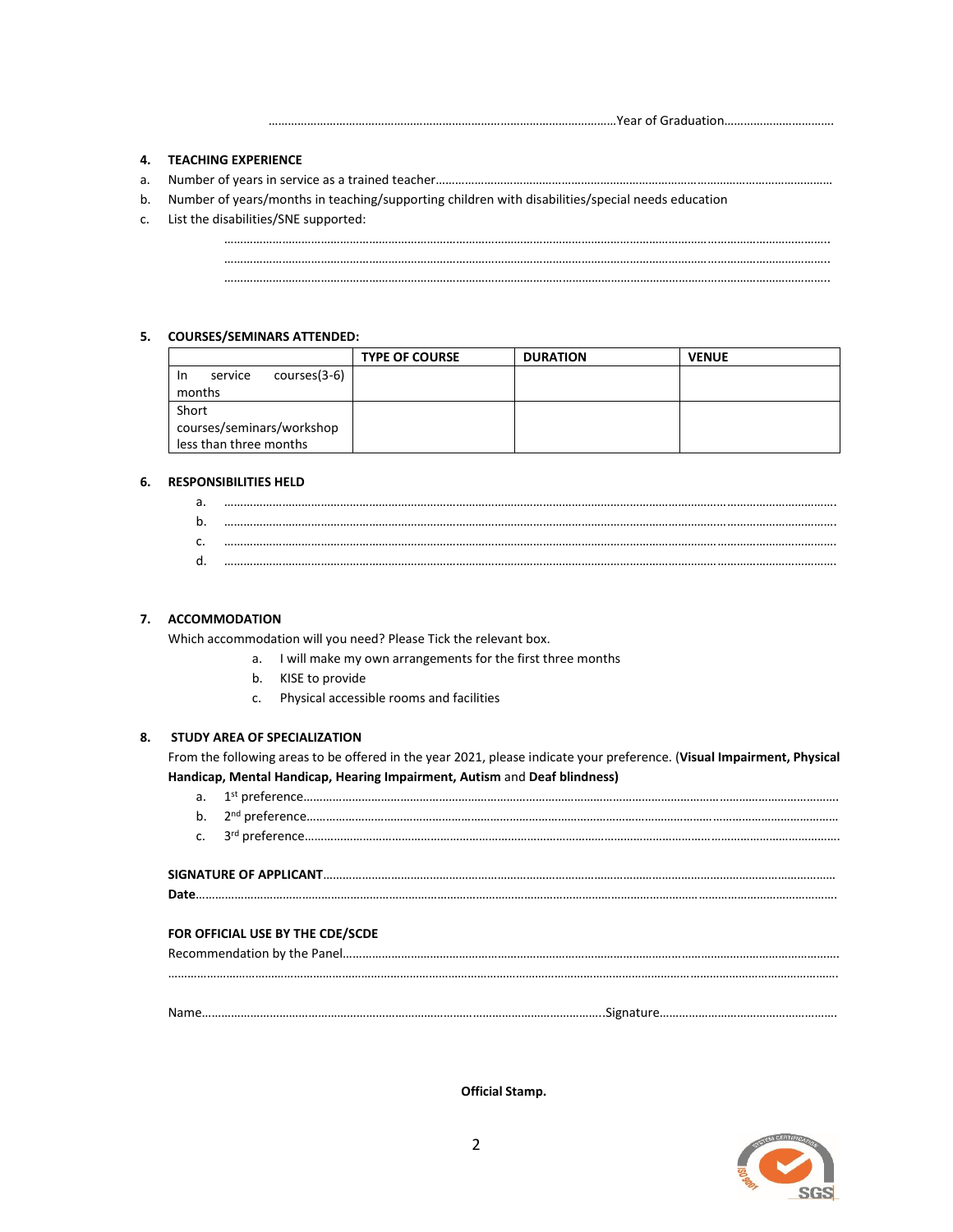……………………………………………………………………………………………Year of Graduation……………………………

**4. TEACHING EXPERIENCE**

a. Number of years in service as a trained teacher……………………………………………………………………………………………

b. Number of years/months in teaching/supporting children with disabilities/special needs education

c. List the disabilities/SNE supported:

……………………………………………………………………………………………………………………………………………

……………………………………………………………………………………………………………………………………………

……………………………………………………………………………………………………………………………………………

**5. COURSES/SEMINARS ATTENDED:**

| | TYPE OF COURSE | DURATION | VENUE |
|---|---|---|---|
| In service courses(3-6) months | | | |
| Short courses/seminars/workshop less than three months | | | |

**6. RESPONSIBILITIES HELD**

a. ……………………………………………………………………………………………………………………………………………

b. ……………………………………………………………………………………………………………………………………………

c. ……………………………………………………………………………………………………………………………………………

d. ……………………………………………………………………………………………………………………………………………

**7. ACCOMMODATION**

Which accommodation will you need? Please Tick the relevant box.

a. I will make my own arrangements for the first three months
b. KISE to provide
c. Physical accessible rooms and facilities

**8. STUDY AREA OF SPECIALIZATION**

From the following areas to be offered in the year 2021, please indicate your preference. (**Visual Impairment, Physical Handicap, Mental Handicap, Hearing Impairment, Autism** and **Deaf blindness)**

a. 1st preference……………………………………………………………………………………………………………………………

b. 2nd preference……………………………………………………………………………………………………………………………

c. 3rd preference……………………………………………………………………………………………………………………………

**SIGNATURE OF APPLICANT**……………………………………………………………………………………………………………

**Date**……………………………………………………………………………………………………………………………………………

**FOR OFFICIAL USE BY THE CDE/SCDE**

Recommendation by the Panel………………………………………………………………………………………………………………

……………………………………………………………………………………………………………………………………………………

Name……………………………………………………………………………………………Signature………………………………………

**Official Stamp.**